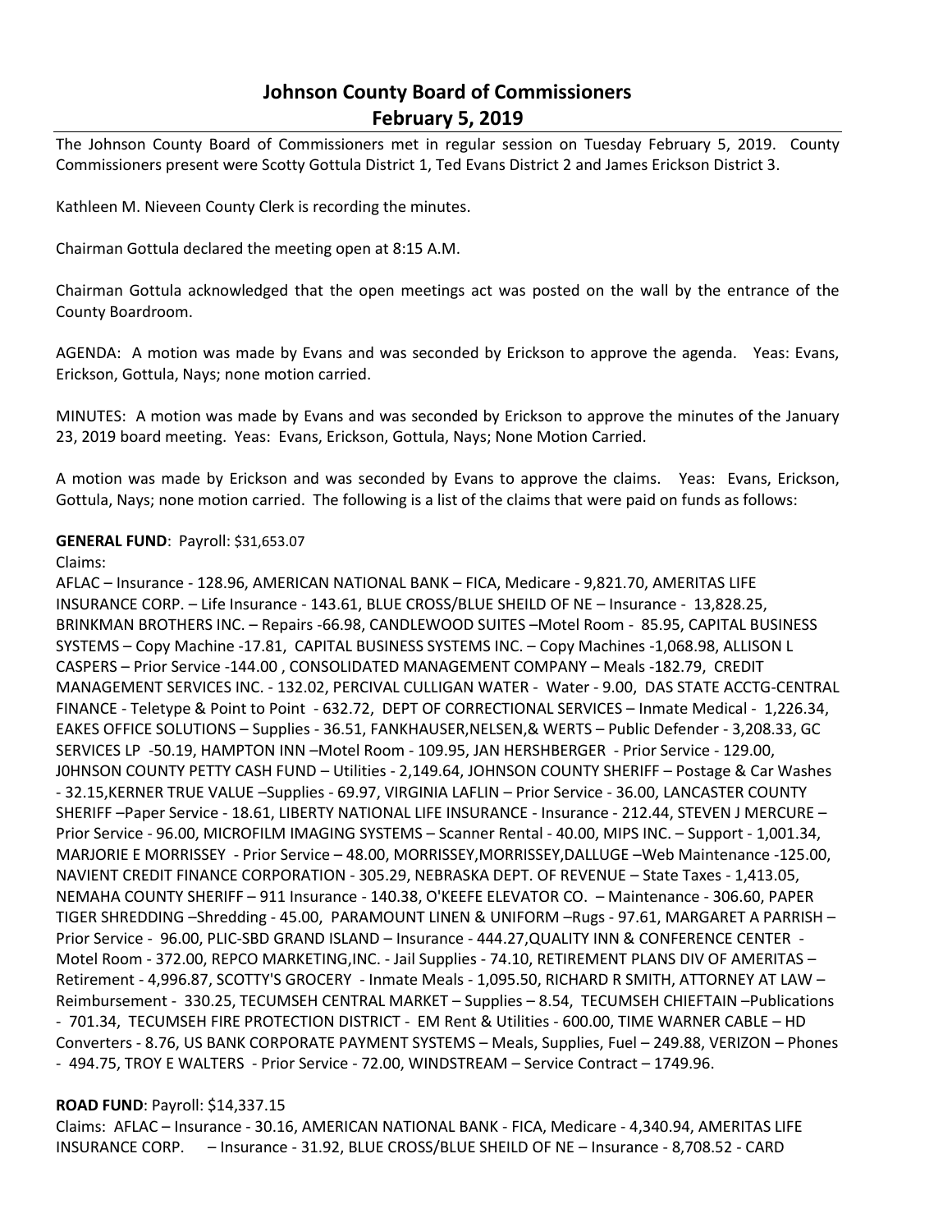# Johnson County Board of Commissioners
## February 5, 2019

The Johnson County Board of Commissioners met in regular session on Tuesday February 5, 2019. County Commissioners present were Scotty Gottula District 1, Ted Evans District 2 and James Erickson District 3.

Kathleen M. Nieveen County Clerk is recording the minutes.

Chairman Gottula declared the meeting open at 8:15 A.M.

Chairman Gottula acknowledged that the open meetings act was posted on the wall by the entrance of the County Boardroom.

AGENDA: A motion was made by Evans and was seconded by Erickson to approve the agenda. Yeas: Evans, Erickson, Gottula, Nays; none motion carried.

MINUTES: A motion was made by Evans and was seconded by Erickson to approve the minutes of the January 23, 2019 board meeting. Yeas: Evans, Erickson, Gottula, Nays; None Motion Carried.

A motion was made by Erickson and was seconded by Evans to approve the claims. Yeas: Evans, Erickson, Gottula, Nays; none motion carried. The following is a list of the claims that were paid on funds as follows:

**GENERAL FUND**: Payroll: $31,653.07

Claims:

AFLAC – Insurance - 128.96, AMERICAN NATIONAL BANK – FICA, Medicare - 9,821.70, AMERITAS LIFE INSURANCE CORP. – Life Insurance - 143.61, BLUE CROSS/BLUE SHEILD OF NE – Insurance - 13,828.25, BRINKMAN BROTHERS INC. – Repairs -66.98, CANDLEWOOD SUITES –Motel Room - 85.95, CAPITAL BUSINESS SYSTEMS – Copy Machine -17.81, CAPITAL BUSINESS SYSTEMS INC. – Copy Machines -1,068.98, ALLISON L CASPERS – Prior Service -144.00 , CONSOLIDATED MANAGEMENT COMPANY – Meals -182.79, CREDIT MANAGEMENT SERVICES INC. - 132.02, PERCIVAL CULLIGAN WATER - Water - 9.00, DAS STATE ACCTG-CENTRAL FINANCE - Teletype & Point to Point - 632.72, DEPT OF CORRECTIONAL SERVICES – Inmate Medical - 1,226.34, EAKES OFFICE SOLUTIONS – Supplies - 36.51, FANKHAUSER,NELSEN,& WERTS – Public Defender - 3,208.33, GC SERVICES LP -50.19, HAMPTON INN –Motel Room - 109.95, JAN HERSHBERGER - Prior Service - 129.00, J0HNSON COUNTY PETTY CASH FUND – Utilities - 2,149.64, JOHNSON COUNTY SHERIFF – Postage & Car Washes - 32.15,KERNER TRUE VALUE –Supplies - 69.97, VIRGINIA LAFLIN – Prior Service - 36.00, LANCASTER COUNTY SHERIFF –Paper Service - 18.61, LIBERTY NATIONAL LIFE INSURANCE - Insurance - 212.44, STEVEN J MERCURE – Prior Service - 96.00, MICROFILM IMAGING SYSTEMS – Scanner Rental - 40.00, MIPS INC. – Support - 1,001.34, MARJORIE E MORRISSEY - Prior Service – 48.00, MORRISSEY,MORRISSEY,DALLUGE –Web Maintenance -125.00, NAVIENT CREDIT FINANCE CORPORATION - 305.29, NEBRASKA DEPT. OF REVENUE – State Taxes - 1,413.05, NEMAHA COUNTY SHERIFF – 911 Insurance - 140.38, O'KEEFE ELEVATOR CO. – Maintenance - 306.60, PAPER TIGER SHREDDING –Shredding - 45.00, PARAMOUNT LINEN & UNIFORM –Rugs - 97.61, MARGARET A PARRISH – Prior Service - 96.00, PLIC-SBD GRAND ISLAND – Insurance - 444.27,QUALITY INN & CONFERENCE CENTER - Motel Room - 372.00, REPCO MARKETING,INC. - Jail Supplies - 74.10, RETIREMENT PLANS DIV OF AMERITAS – Retirement - 4,996.87, SCOTTY'S GROCERY - Inmate Meals - 1,095.50, RICHARD R SMITH, ATTORNEY AT LAW – Reimbursement - 330.25, TECUMSEH CENTRAL MARKET – Supplies – 8.54, TECUMSEH CHIEFTAIN –Publications - 701.34, TECUMSEH FIRE PROTECTION DISTRICT - EM Rent & Utilities - 600.00, TIME WARNER CABLE – HD Converters - 8.76, US BANK CORPORATE PAYMENT SYSTEMS – Meals, Supplies, Fuel – 249.88, VERIZON – Phones - 494.75, TROY E WALTERS - Prior Service - 72.00, WINDSTREAM – Service Contract – 1749.96.

**ROAD FUND**: Payroll: $14,337.15

Claims: AFLAC – Insurance - 30.16, AMERICAN NATIONAL BANK - FICA, Medicare - 4,340.94, AMERITAS LIFE INSURANCE CORP. – Insurance - 31.92, BLUE CROSS/BLUE SHEILD OF NE – Insurance - 8,708.52 - CARD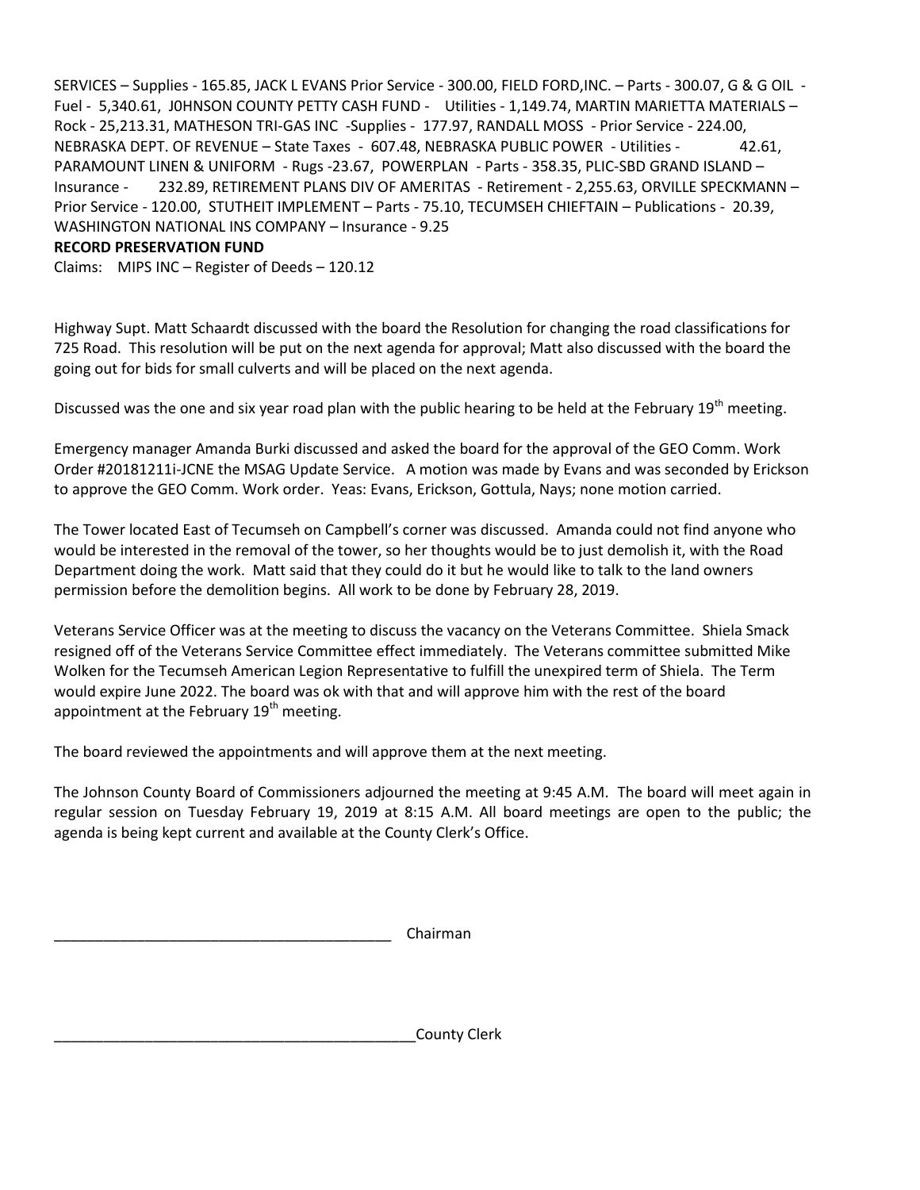SERVICES – Supplies - 165.85, JACK L EVANS Prior Service - 300.00, FIELD FORD,INC. – Parts - 300.07, G & G OIL - Fuel - 5,340.61, J0HNSON COUNTY PETTY CASH FUND - Utilities - 1,149.74, MARTIN MARIETTA MATERIALS – Rock - 25,213.31, MATHESON TRI-GAS INC -Supplies - 177.97, RANDALL MOSS - Prior Service - 224.00, NEBRASKA DEPT. OF REVENUE – State Taxes - 607.48, NEBRASKA PUBLIC POWER - Utilities - 42.61, PARAMOUNT LINEN & UNIFORM - Rugs -23.67, POWERPLAN - Parts - 358.35, PLIC-SBD GRAND ISLAND – Insurance - 232.89, RETIREMENT PLANS DIV OF AMERITAS - Retirement - 2,255.63, ORVILLE SPECKMANN – Prior Service - 120.00, STUTHEIT IMPLEMENT – Parts - 75.10, TECUMSEH CHIEFTAIN – Publications - 20.39, WASHINGTON NATIONAL INS COMPANY – Insurance - 9.25

**RECORD PRESERVATION FUND**

Claims: MIPS INC – Register of Deeds – 120.12

Highway Supt. Matt Schaardt discussed with the board the Resolution for changing the road classifications for 725 Road. This resolution will be put on the next agenda for approval; Matt also discussed with the board the going out for bids for small culverts and will be placed on the next agenda.

Discussed was the one and six year road plan with the public hearing to be held at the February 19th meeting.

Emergency manager Amanda Burki discussed and asked the board for the approval of the GEO Comm. Work Order #20181211i-JCNE the MSAG Update Service. A motion was made by Evans and was seconded by Erickson to approve the GEO Comm. Work order. Yeas: Evans, Erickson, Gottula, Nays; none motion carried.

The Tower located East of Tecumseh on Campbell's corner was discussed. Amanda could not find anyone who would be interested in the removal of the tower, so her thoughts would be to just demolish it, with the Road Department doing the work. Matt said that they could do it but he would like to talk to the land owners permission before the demolition begins. All work to be done by February 28, 2019.

Veterans Service Officer was at the meeting to discuss the vacancy on the Veterans Committee. Shiela Smack resigned off of the Veterans Service Committee effect immediately. The Veterans committee submitted Mike Wolken for the Tecumseh American Legion Representative to fulfill the unexpired term of Shiela. The Term would expire June 2022. The board was ok with that and will approve him with the rest of the board appointment at the February 19th meeting.

The board reviewed the appointments and will approve them at the next meeting.

The Johnson County Board of Commissioners adjourned the meeting at 9:45 A.M. The board will meet again in regular session on Tuesday February 19, 2019 at 8:15 A.M. All board meetings are open to the public; the agenda is being kept current and available at the County Clerk's Office.

_________________________________________ Chairman

_____________________________________________County Clerk